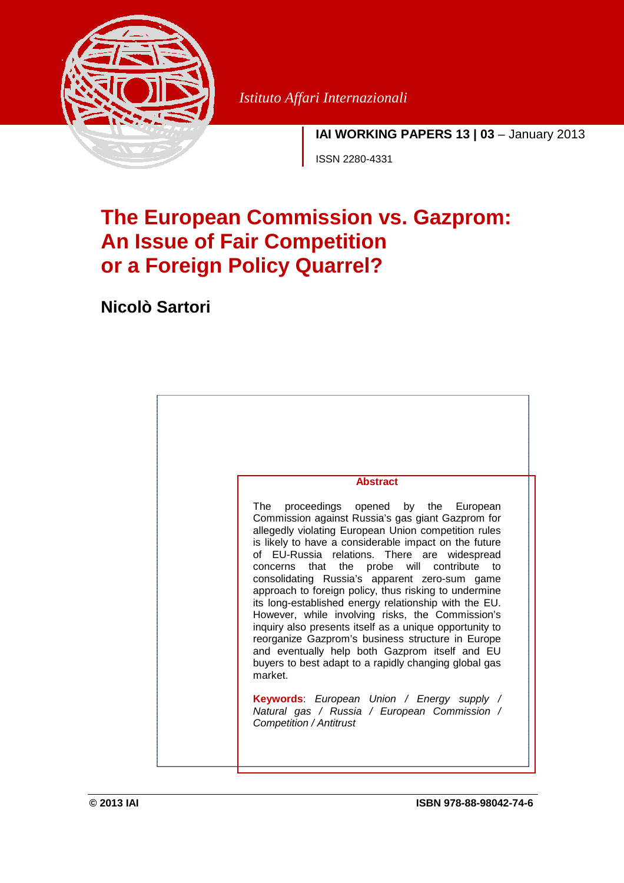Istituto Affari Internazionali

**IAI WORKING PAPERS 13 | 03** – January 2013

ISSN 2280-4331

# The European Commission vs. Gazprom: An Issue of Fair Competition or a Foreign Policy Quarrel?

**Nicolò Sartori**

**Abstract**

The proceedings opened by the European Commission against Russia's gas giant Gazprom for allegedly violating European Union competition rules is likely to have a considerable impact on the future of EU-Russia relations. There are widespread concerns that the probe will contribute to consolidating Russia's apparent zero-sum game approach to foreign policy, thus risking to undermine its long-established energy relationship with the EU. However, while involving risks, the Commission's inquiry also presents itself as a unique opportunity to reorganize Gazprom's business structure in Europe and eventually help both Gazprom itself and EU buyers to best adapt to a rapidly changing global gas market.

**Keywords**: *European Union / Energy supply / Natural gas / Russia / European Commission / Competition / Antitrust*

**© 2013 IAI** **ISBN 978-88-98042-74-6**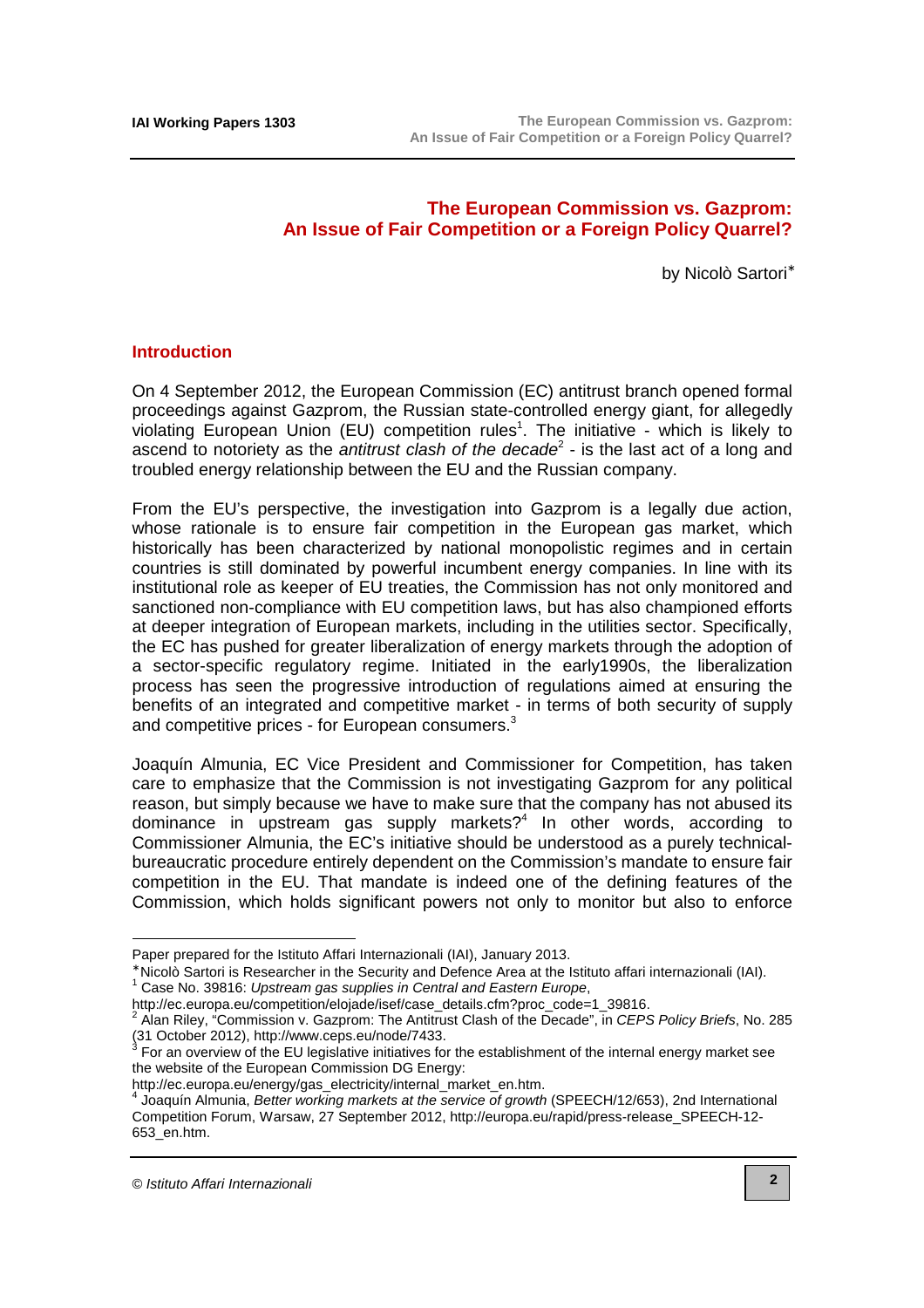# The European Commission vs. Gazprom: An Issue of Fair Competition or a Foreign Policy Quarrel?

by Nicolò Sartori*

## Introduction

On 4 September 2012, the European Commission (EC) antitrust branch opened formal proceedings against Gazprom, the Russian state-controlled energy giant, for allegedly violating European Union (EU) competition rules[1]. The initiative - which is likely to ascend to notoriety as the *antitrust clash of the decade*[2] - is the last act of a long and troubled energy relationship between the EU and the Russian company.

From the EU's perspective, the investigation into Gazprom is a legally due action, whose rationale is to ensure fair competition in the European gas market, which historically has been characterized by national monopolistic regimes and in certain countries is still dominated by powerful incumbent energy companies. In line with its institutional role as keeper of EU treaties, the Commission has not only monitored and sanctioned non-compliance with EU competition laws, but has also championed efforts at deeper integration of European markets, including in the utilities sector. Specifically, the EC has pushed for greater liberalization of energy markets through the adoption of a sector-specific regulatory regime. Initiated in the early1990s, the liberalization process has seen the progressive introduction of regulations aimed at ensuring the benefits of an integrated and competitive market - in terms of both security of supply and competitive prices - for European consumers.[3]

Joaquín Almunia, EC Vice President and Commissioner for Competition, has taken care to emphasize that the Commission is not investigating Gazprom for any political reason, but simply because we have to make sure that the company has not abused its dominance in upstream gas supply markets?[4] In other words, according to Commissioner Almunia, the EC's initiative should be understood as a purely technical-bureaucratic procedure entirely dependent on the Commission's mandate to ensure fair competition in the EU. That mandate is indeed one of the defining features of the Commission, which holds significant powers not only to monitor but also to enforce

---

Paper prepared for the Istituto Affari Internazionali (IAI), January 2013.

* Nicolò Sartori is Researcher in the Security and Defence Area at the Istituto affari internazionali (IAI).

[1] Case No. 39816: *Upstream gas supplies in Central and Eastern Europe*, http://ec.europa.eu/competition/elojade/isef/case_details.cfm?proc_code=1_39816.

[2] Alan Riley, "Commission v. Gazprom: The Antitrust Clash of the Decade", in *CEPS Policy Briefs*, No. 285 (31 October 2012), http://www.ceps.eu/node/7433.

[3] For an overview of the EU legislative initiatives for the establishment of the internal energy market see the website of the European Commission DG Energy: http://ec.europa.eu/energy/gas_electricity/internal_market_en.htm.

[4] Joaquín Almunia, *Better working markets at the service of growth* (SPEECH/12/653), 2nd International Competition Forum, Warsaw, 27 September 2012, http://europa.eu/rapid/press-release_SPEECH-12-653_en.htm.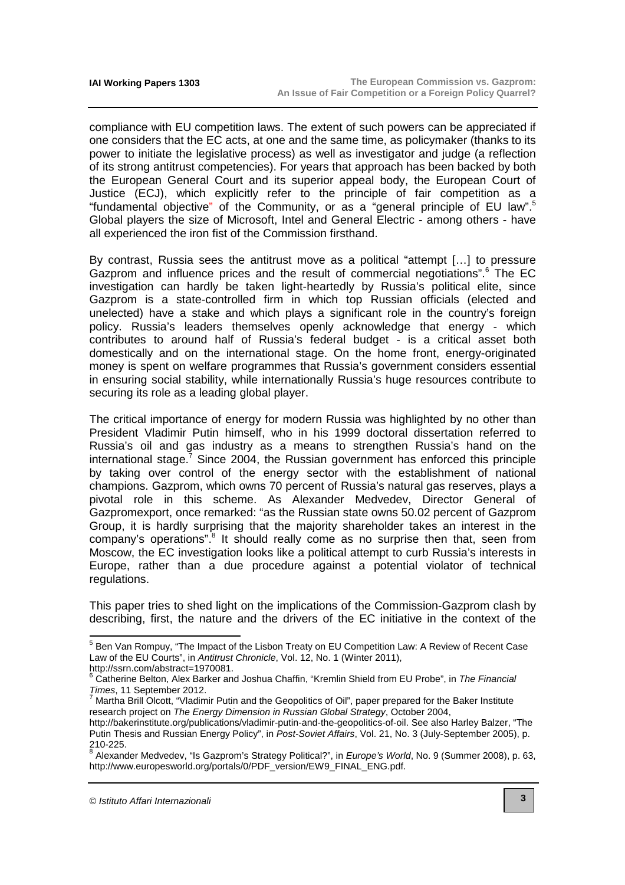compliance with EU competition laws. The extent of such powers can be appreciated if one considers that the EC acts, at one and the same time, as policymaker (thanks to its power to initiate the legislative process) as well as investigator and judge (a reflection of its strong antitrust competencies). For years that approach has been backed by both the European General Court and its superior appeal body, the European Court of Justice (ECJ), which explicitly refer to the principle of fair competition as a "fundamental objective" of the Community, or as a "general principle of EU law".[5] Global players the size of Microsoft, Intel and General Electric - among others - have all experienced the iron fist of the Commission firsthand.

By contrast, Russia sees the antitrust move as a political "attempt […] to pressure Gazprom and influence prices and the result of commercial negotiations".[6] The EC investigation can hardly be taken light-heartedly by Russia's political elite, since Gazprom is a state-controlled firm in which top Russian officials (elected and unelected) have a stake and which plays a significant role in the country's foreign policy. Russia's leaders themselves openly acknowledge that energy - which contributes to around half of Russia's federal budget - is a critical asset both domestically and on the international stage. On the home front, energy-originated money is spent on welfare programmes that Russia's government considers essential in ensuring social stability, while internationally Russia's huge resources contribute to securing its role as a leading global player.

The critical importance of energy for modern Russia was highlighted by no other than President Vladimir Putin himself, who in his 1999 doctoral dissertation referred to Russia's oil and gas industry as a means to strengthen Russia's hand on the international stage.[7] Since 2004, the Russian government has enforced this principle by taking over control of the energy sector with the establishment of national champions. Gazprom, which owns 70 percent of Russia's natural gas reserves, plays a pivotal role in this scheme. As Alexander Medvedev, Director General of Gazpromexport, once remarked: "as the Russian state owns 50.02 percent of Gazprom Group, it is hardly surprising that the majority shareholder takes an interest in the company's operations".[8] It should really come as no surprise then that, seen from Moscow, the EC investigation looks like a political attempt to curb Russia's interests in Europe, rather than a due procedure against a potential violator of technical regulations.

This paper tries to shed light on the implications of the Commission-Gazprom clash by describing, first, the nature and the drivers of the EC initiative in the context of the

---

[5] Ben Van Rompuy, "The Impact of the Lisbon Treaty on EU Competition Law: A Review of Recent Case Law of the EU Courts", in *Antitrust Chronicle*, Vol. 12, No. 1 (Winter 2011), http://ssrn.com/abstract=1970081.

[6] Catherine Belton, Alex Barker and Joshua Chaffin, "Kremlin Shield from EU Probe", in *The Financial Times*, 11 September 2012.

[7] Martha Brill Olcott, "Vladimir Putin and the Geopolitics of Oil", paper prepared for the Baker Institute research project on *The Energy Dimension in Russian Global Strategy*, October 2004, http://bakerinstitute.org/publications/vladimir-putin-and-the-geopolitics-of-oil. See also Harley Balzer, "The Putin Thesis and Russian Energy Policy", in *Post-Soviet Affairs*, Vol. 21, No. 3 (July-September 2005), p. 210-225.

[8] Alexander Medvedev, "Is Gazprom's Strategy Political?", in *Europe's World*, No. 9 (Summer 2008), p. 63, http://www.europesworld.org/portals/0/PDF_version/EW9_FINAL_ENG.pdf.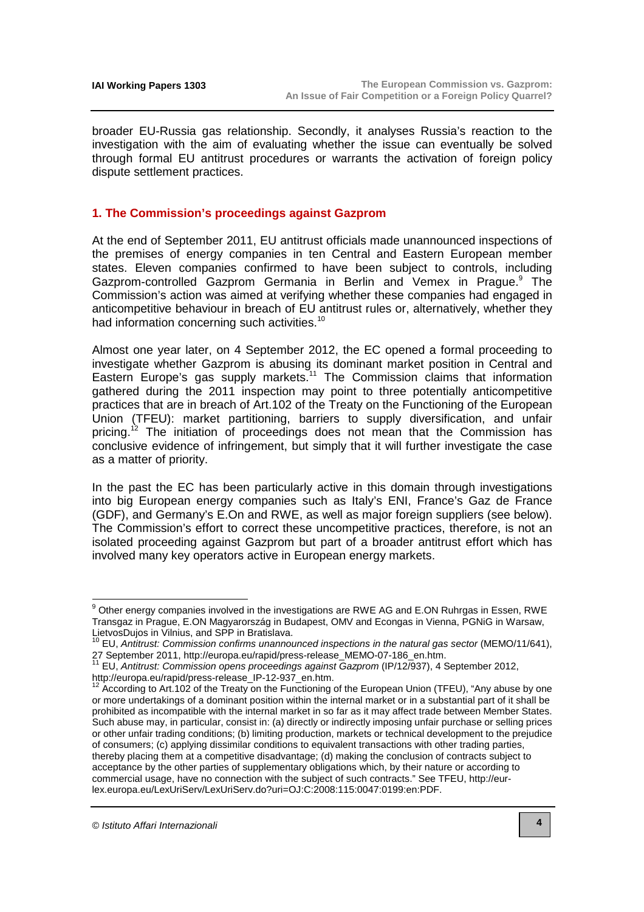broader EU-Russia gas relationship. Secondly, it analyses Russia's reaction to the investigation with the aim of evaluating whether the issue can eventually be solved through formal EU antitrust procedures or warrants the activation of foreign policy dispute settlement practices.

## 1. The Commission's proceedings against Gazprom

At the end of September 2011, EU antitrust officials made unannounced inspections of the premises of energy companies in ten Central and Eastern European member states. Eleven companies confirmed to have been subject to controls, including Gazprom-controlled Gazprom Germania in Berlin and Vemex in Prague.[9] The Commission's action was aimed at verifying whether these companies had engaged in anticompetitive behaviour in breach of EU antitrust rules or, alternatively, whether they had information concerning such activities.[10]

Almost one year later, on 4 September 2012, the EC opened a formal proceeding to investigate whether Gazprom is abusing its dominant market position in Central and Eastern Europe's gas supply markets.[11] The Commission claims that information gathered during the 2011 inspection may point to three potentially anticompetitive practices that are in breach of Art.102 of the Treaty on the Functioning of the European Union (TFEU): market partitioning, barriers to supply diversification, and unfair pricing.[12] The initiation of proceedings does not mean that the Commission has conclusive evidence of infringement, but simply that it will further investigate the case as a matter of priority.

In the past the EC has been particularly active in this domain through investigations into big European energy companies such as Italy's ENI, France's Gaz de France (GDF), and Germany's E.On and RWE, as well as major foreign suppliers (see below). The Commission's effort to correct these uncompetitive practices, therefore, is not an isolated proceeding against Gazprom but part of a broader antitrust effort which has involved many key operators active in European energy markets.

---

[9] Other energy companies involved in the investigations are RWE AG and E.ON Ruhrgas in Essen, RWE Transgaz in Prague, E.ON Magyarország in Budapest, OMV and Econgas in Vienna, PGNiG in Warsaw, LietvosDujos in Vilnius, and SPP in Bratislava.

[10] EU, *Antitrust: Commission confirms unannounced inspections in the natural gas sector* (MEMO/11/641), 27 September 2011, http://europa.eu/rapid/press-release_MEMO-07-186_en.htm.

[11] EU, *Antitrust: Commission opens proceedings against Gazprom* (IP/12/937), 4 September 2012, http://europa.eu/rapid/press-release_IP-12-937_en.htm.

[12] According to Art.102 of the Treaty on the Functioning of the European Union (TFEU), "Any abuse by one or more undertakings of a dominant position within the internal market or in a substantial part of it shall be prohibited as incompatible with the internal market in so far as it may affect trade between Member States. Such abuse may, in particular, consist in: (a) directly or indirectly imposing unfair purchase or selling prices or other unfair trading conditions; (b) limiting production, markets or technical development to the prejudice of consumers; (c) applying dissimilar conditions to equivalent transactions with other trading parties, thereby placing them at a competitive disadvantage; (d) making the conclusion of contracts subject to acceptance by the other parties of supplementary obligations which, by their nature or according to commercial usage, have no connection with the subject of such contracts." See TFEU, http://eur-lex.europa.eu/LexUriServ/LexUriServ.do?uri=OJ:C:2008:115:0047:0199:en:PDF.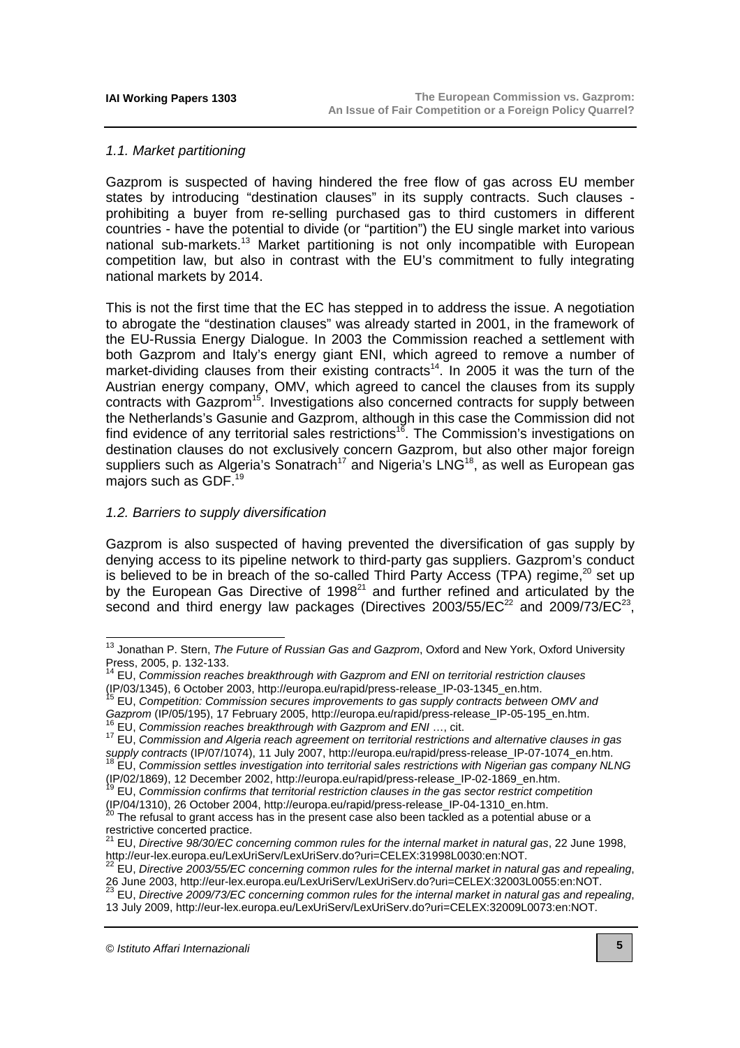### *1.1. Market partitioning*

Gazprom is suspected of having hindered the free flow of gas across EU member states by introducing "destination clauses" in its supply contracts. Such clauses - prohibiting a buyer from re-selling purchased gas to third customers in different countries - have the potential to divide (or "partition") the EU single market into various national sub-markets.[13] Market partitioning is not only incompatible with European competition law, but also in contrast with the EU's commitment to fully integrating national markets by 2014.

This is not the first time that the EC has stepped in to address the issue. A negotiation to abrogate the "destination clauses" was already started in 2001, in the framework of the EU-Russia Energy Dialogue. In 2003 the Commission reached a settlement with both Gazprom and Italy's energy giant ENI, which agreed to remove a number of market-dividing clauses from their existing contracts[14]. In 2005 it was the turn of the Austrian energy company, OMV, which agreed to cancel the clauses from its supply contracts with Gazprom[15]. Investigations also concerned contracts for supply between the Netherlands's Gasunie and Gazprom, although in this case the Commission did not find evidence of any territorial sales restrictions[16]. The Commission's investigations on destination clauses do not exclusively concern Gazprom, but also other major foreign suppliers such as Algeria's Sonatrach[17] and Nigeria's LNG[18], as well as European gas majors such as GDF.[19]

### *1.2. Barriers to supply diversification*

Gazprom is also suspected of having prevented the diversification of gas supply by denying access to its pipeline network to third-party gas suppliers. Gazprom's conduct is believed to be in breach of the so-called Third Party Access (TPA) regime,[20] set up by the European Gas Directive of 1998[21] and further refined and articulated by the second and third energy law packages (Directives 2003/55/EC[22] and 2009/73/EC[23],

---

[13] Jonathan P. Stern, *The Future of Russian Gas and Gazprom*, Oxford and New York, Oxford University Press, 2005, p. 132-133.

[14] EU, *Commission reaches breakthrough with Gazprom and ENI on territorial restriction clauses* (IP/03/1345), 6 October 2003, http://europa.eu/rapid/press-release_IP-03-1345_en.htm.

[15] EU, *Competition: Commission secures improvements to gas supply contracts between OMV and Gazprom* (IP/05/195), 17 February 2005, http://europa.eu/rapid/press-release_IP-05-195_en.htm.

[16] EU, *Commission reaches breakthrough with Gazprom and ENI* …, cit.

[17] EU, *Commission and Algeria reach agreement on territorial restrictions and alternative clauses in gas supply contracts* (IP/07/1074), 11 July 2007, http://europa.eu/rapid/press-release_IP-07-1074_en.htm.

[18] EU, *Commission settles investigation into territorial sales restrictions with Nigerian gas company NLNG* (IP/02/1869), 12 December 2002, http://europa.eu/rapid/press-release_IP-02-1869_en.htm.

[19] EU, *Commission confirms that territorial restriction clauses in the gas sector restrict competition* (IP/04/1310), 26 October 2004, http://europa.eu/rapid/press-release_IP-04-1310_en.htm.

[20] The refusal to grant access has in the present case also been tackled as a potential abuse or a restrictive concerted practice.

[21] EU, *Directive 98/30/EC concerning common rules for the internal market in natural gas*, 22 June 1998, http://eur-lex.europa.eu/LexUriServ/LexUriServ.do?uri=CELEX:31998L0030:en:NOT.

[22] EU, *Directive 2003/55/EC concerning common rules for the internal market in natural gas and repealing*, 26 June 2003, http://eur-lex.europa.eu/LexUriServ/LexUriServ.do?uri=CELEX:32003L0055:en:NOT.

[23] EU, *Directive 2009/73/EC concerning common rules for the internal market in natural gas and repealing*, 13 July 2009, http://eur-lex.europa.eu/LexUriServ/LexUriServ.do?uri=CELEX:32009L0073:en:NOT.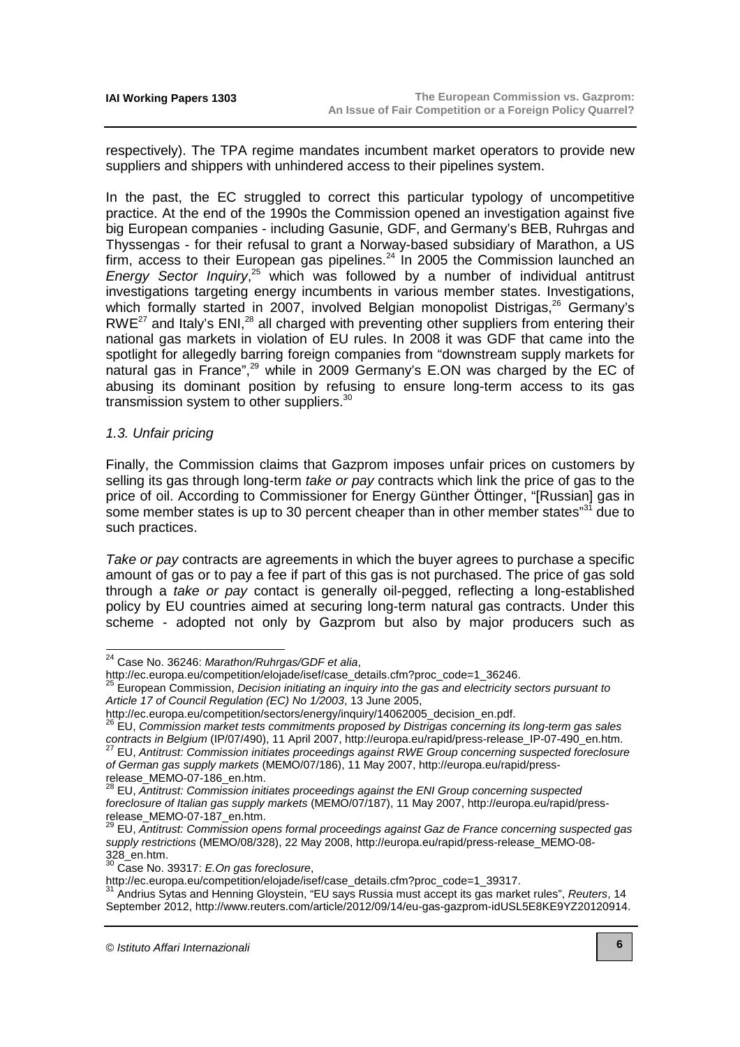respectively). The TPA regime mandates incumbent market operators to provide new suppliers and shippers with unhindered access to their pipelines system.

In the past, the EC struggled to correct this particular typology of uncompetitive practice. At the end of the 1990s the Commission opened an investigation against five big European companies - including Gasunie, GDF, and Germany's BEB, Ruhrgas and Thyssengas - for their refusal to grant a Norway-based subsidiary of Marathon, a US firm, access to their European gas pipelines.[24] In 2005 the Commission launched an *Energy Sector Inquiry*,[25] which was followed by a number of individual antitrust investigations targeting energy incumbents in various member states. Investigations, which formally started in 2007, involved Belgian monopolist Distrigas,[26] Germany's RWE[27] and Italy's ENI,[28] all charged with preventing other suppliers from entering their national gas markets in violation of EU rules. In 2008 it was GDF that came into the spotlight for allegedly barring foreign companies from "downstream supply markets for natural gas in France",[29] while in 2009 Germany's E.ON was charged by the EC of abusing its dominant position by refusing to ensure long-term access to its gas transmission system to other suppliers.[30]

### *1.3. Unfair pricing*

Finally, the Commission claims that Gazprom imposes unfair prices on customers by selling its gas through long-term *take or pay* contracts which link the price of gas to the price of oil. According to Commissioner for Energy Günther Öttinger, "[Russian] gas in some member states is up to 30 percent cheaper than in other member states"[31] due to such practices.

*Take or pay* contracts are agreements in which the buyer agrees to purchase a specific amount of gas or to pay a fee if part of this gas is not purchased. The price of gas sold through a *take or pay* contact is generally oil-pegged, reflecting a long-established policy by EU countries aimed at securing long-term natural gas contracts. Under this scheme - adopted not only by Gazprom but also by major producers such as

---

[24] Case No. 36246: *Marathon/Ruhrgas/GDF et alia*, http://ec.europa.eu/competition/elojade/isef/case_details.cfm?proc_code=1_36246.

[25] European Commission, *Decision initiating an inquiry into the gas and electricity sectors pursuant to Article 17 of Council Regulation (EC) No 1/2003*, 13 June 2005, http://ec.europa.eu/competition/sectors/energy/inquiry/14062005_decision_en.pdf.

[26] EU, *Commission market tests commitments proposed by Distrigas concerning its long-term gas sales contracts in Belgium* (IP/07/490), 11 April 2007, http://europa.eu/rapid/press-release_IP-07-490_en.htm.

[27] EU, *Antitrust: Commission initiates proceedings against RWE Group concerning suspected foreclosure of German gas supply markets* (MEMO/07/186), 11 May 2007, http://europa.eu/rapid/press-release_MEMO-07-186_en.htm.

[28] EU, *Antitrust: Commission initiates proceedings against the ENI Group concerning suspected foreclosure of Italian gas supply markets* (MEMO/07/187), 11 May 2007, http://europa.eu/rapid/press-release_MEMO-07-187_en.htm.

[29] EU, *Antitrust: Commission opens formal proceedings against Gaz de France concerning suspected gas supply restrictions* (MEMO/08/328), 22 May 2008, http://europa.eu/rapid/press-release_MEMO-08-328_en.htm.

[30] Case No. 39317: *E.On gas foreclosure*, http://ec.europa.eu/competition/elojade/isef/case_details.cfm?proc_code=1_39317.

[31] Andrius Sytas and Henning Gloystein, "EU says Russia must accept its gas market rules", *Reuters*, 14 September 2012, http://www.reuters.com/article/2012/09/14/eu-gas-gazprom-idUSL5E8KE9YZ20120914.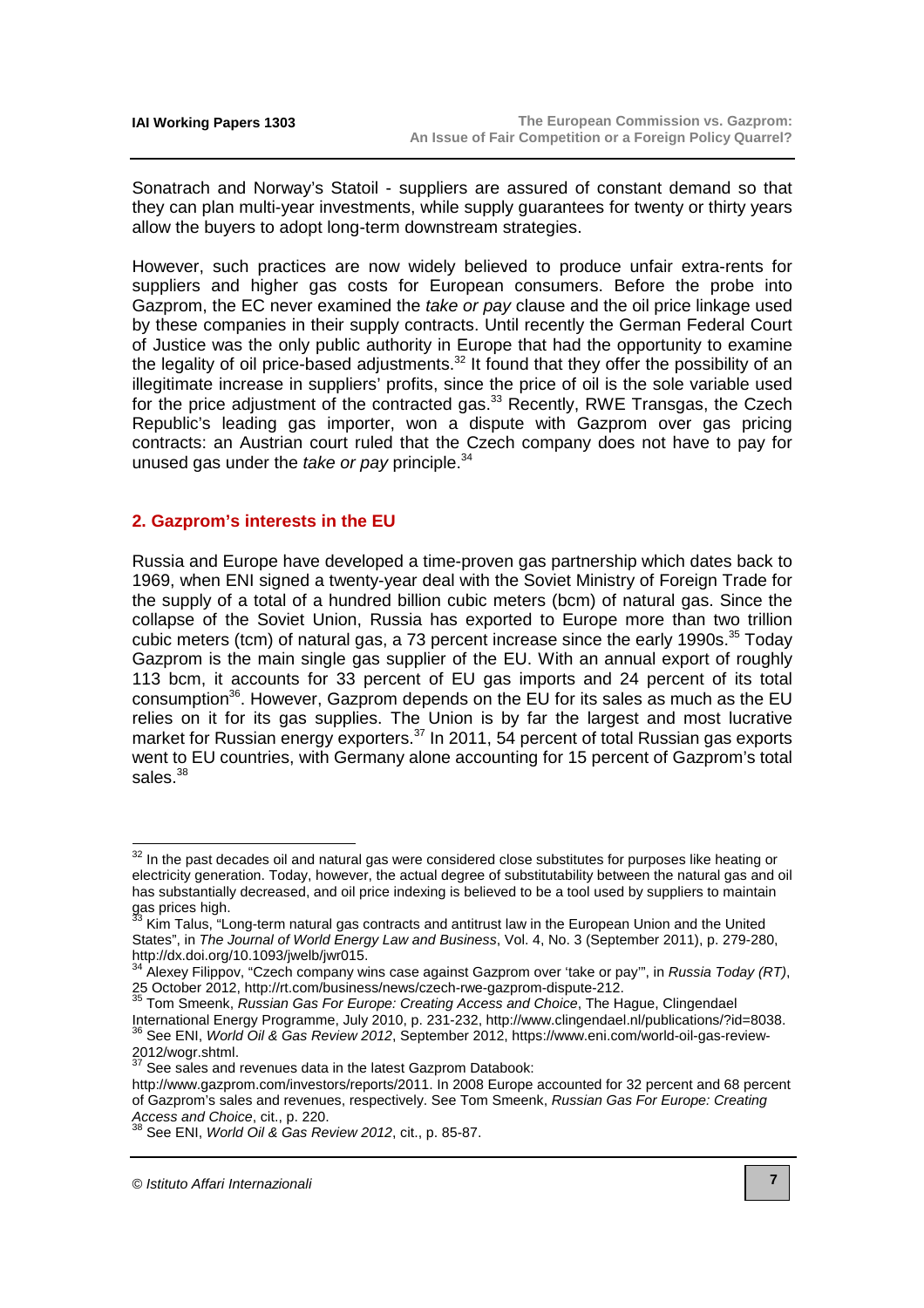Sonatrach and Norway's Statoil - suppliers are assured of constant demand so that they can plan multi-year investments, while supply guarantees for twenty or thirty years allow the buyers to adopt long-term downstream strategies.

However, such practices are now widely believed to produce unfair extra-rents for suppliers and higher gas costs for European consumers. Before the probe into Gazprom, the EC never examined the *take or pay* clause and the oil price linkage used by these companies in their supply contracts. Until recently the German Federal Court of Justice was the only public authority in Europe that had the opportunity to examine the legality of oil price-based adjustments.[32] It found that they offer the possibility of an illegitimate increase in suppliers' profits, since the price of oil is the sole variable used for the price adjustment of the contracted gas.[33] Recently, RWE Transgas, the Czech Republic's leading gas importer, won a dispute with Gazprom over gas pricing contracts: an Austrian court ruled that the Czech company does not have to pay for unused gas under the *take or pay* principle.[34]

## 2. Gazprom's interests in the EU

Russia and Europe have developed a time-proven gas partnership which dates back to 1969, when ENI signed a twenty-year deal with the Soviet Ministry of Foreign Trade for the supply of a total of a hundred billion cubic meters (bcm) of natural gas. Since the collapse of the Soviet Union, Russia has exported to Europe more than two trillion cubic meters (tcm) of natural gas, a 73 percent increase since the early 1990s.[35] Today Gazprom is the main single gas supplier of the EU. With an annual export of roughly 113 bcm, it accounts for 33 percent of EU gas imports and 24 percent of its total consumption[36]. However, Gazprom depends on the EU for its sales as much as the EU relies on it for its gas supplies. The Union is by far the largest and most lucrative market for Russian energy exporters.[37] In 2011, 54 percent of total Russian gas exports went to EU countries, with Germany alone accounting for 15 percent of Gazprom's total sales.[38]

---

[32] In the past decades oil and natural gas were considered close substitutes for purposes like heating or electricity generation. Today, however, the actual degree of substitutability between the natural gas and oil has substantially decreased, and oil price indexing is believed to be a tool used by suppliers to maintain gas prices high.

[33] Kim Talus, "Long-term natural gas contracts and antitrust law in the European Union and the United States", in *The Journal of World Energy Law and Business*, Vol. 4, No. 3 (September 2011), p. 279-280, http://dx.doi.org/10.1093/jwelb/jwr015.

[34] Alexey Filippov, "Czech company wins case against Gazprom over 'take or pay'", in *Russia Today (RT)*, 25 October 2012, http://rt.com/business/news/czech-rwe-gazprom-dispute-212.

[35] Tom Smeenk, *Russian Gas For Europe: Creating Access and Choice*, The Hague, Clingendael International Energy Programme, July 2010, p. 231-232, http://www.clingendael.nl/publications/?id=8038.

[36] See ENI, *World Oil & Gas Review 2012*, September 2012, https://www.eni.com/world-oil-gas-review-2012/wogr.shtml.

[37] See sales and revenues data in the latest Gazprom Databook: http://www.gazprom.com/investors/reports/2011. In 2008 Europe accounted for 32 percent and 68 percent of Gazprom's sales and revenues, respectively. See Tom Smeenk, *Russian Gas For Europe: Creating Access and Choice*, cit., p. 220.

[38] See ENI, *World Oil & Gas Review 2012*, cit., p. 85-87.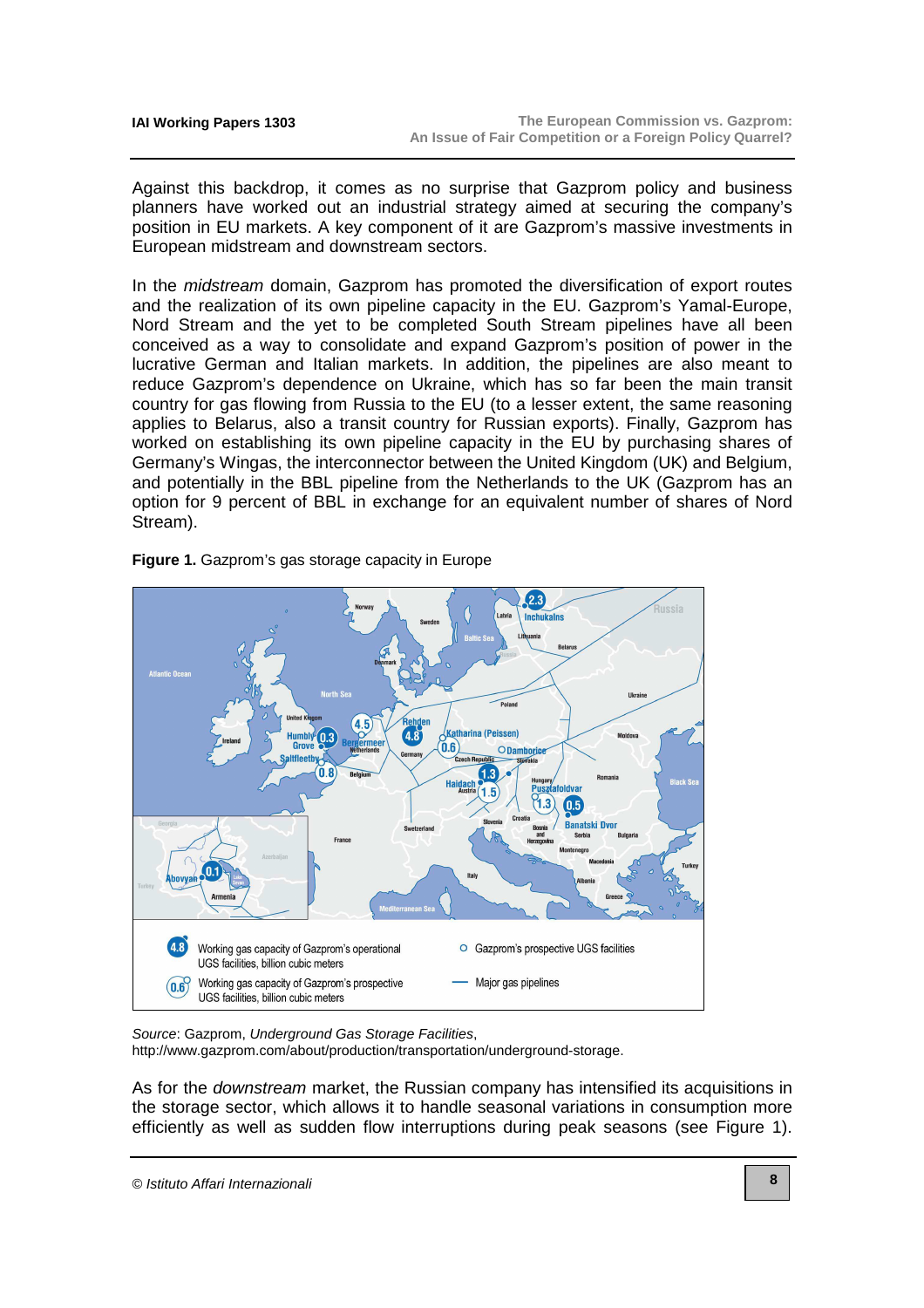Against this backdrop, it comes as no surprise that Gazprom policy and business planners have worked out an industrial strategy aimed at securing the company's position in EU markets. A key component of it are Gazprom's massive investments in European midstream and downstream sectors.

In the *midstream* domain, Gazprom has promoted the diversification of export routes and the realization of its own pipeline capacity in the EU. Gazprom's Yamal-Europe, Nord Stream and the yet to be completed South Stream pipelines have all been conceived as a way to consolidate and expand Gazprom's position of power in the lucrative German and Italian markets. In addition, the pipelines are also meant to reduce Gazprom's dependence on Ukraine, which has so far been the main transit country for gas flowing from Russia to the EU (to a lesser extent, the same reasoning applies to Belarus, also a transit country for Russian exports). Finally, Gazprom has worked on establishing its own pipeline capacity in the EU by purchasing shares of Germany's Wingas, the interconnector between the United Kingdom (UK) and Belgium, and potentially in the BBL pipeline from the Netherlands to the UK (Gazprom has an option for 9 percent of BBL in exchange for an equivalent number of shares of Nord Stream).

**Figure 1.** Gazprom's gas storage capacity in Europe

*Source*: Gazprom, *Underground Gas Storage Facilities*, http://www.gazprom.com/about/production/transportation/underground-storage.

As for the *downstream* market, the Russian company has intensified its acquisitions in the storage sector, which allows it to handle seasonal variations in consumption more efficiently as well as sudden flow interruptions during peak seasons (see Figure 1).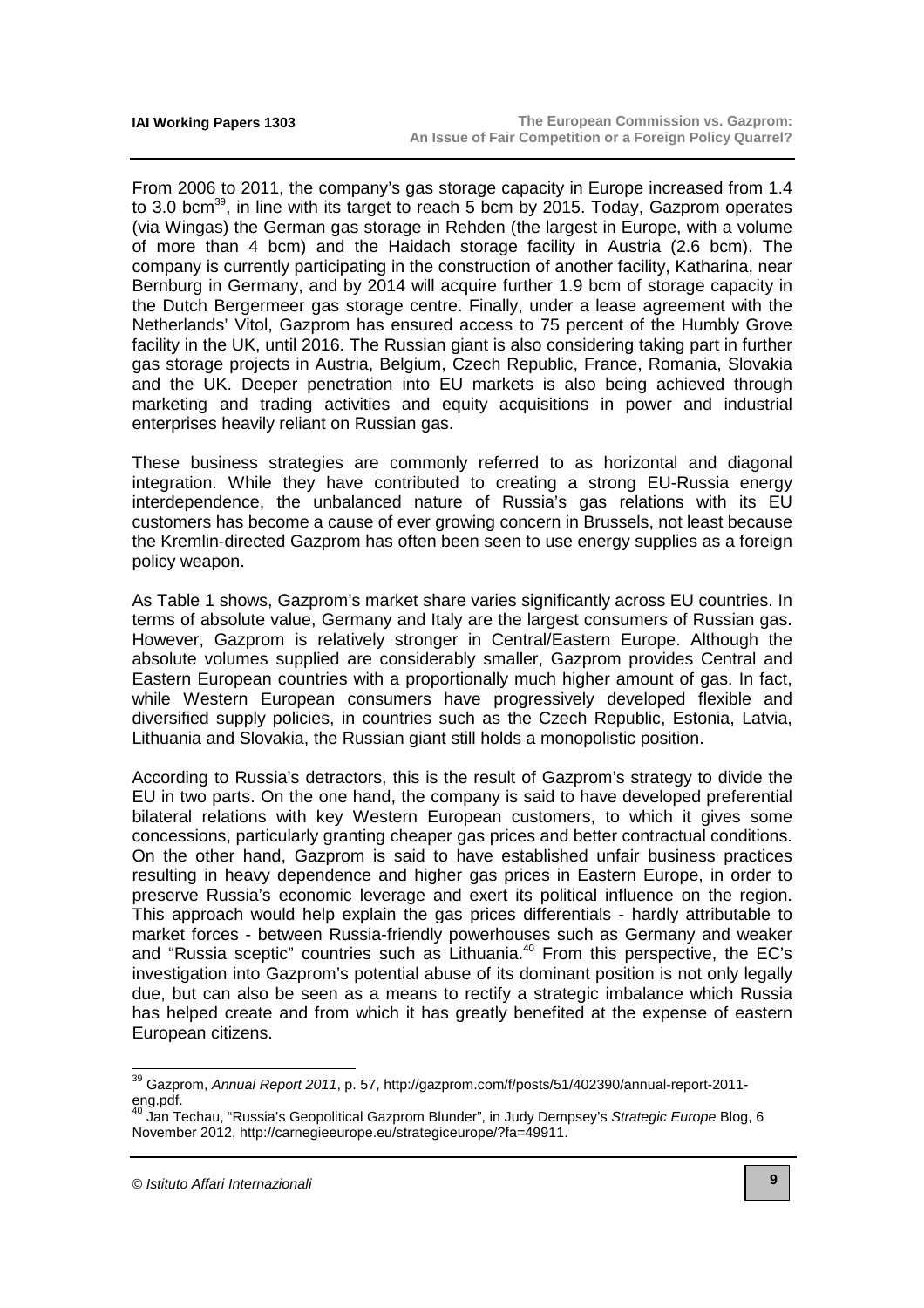From 2006 to 2011, the company's gas storage capacity in Europe increased from 1.4 to 3.0 bcm[39], in line with its target to reach 5 bcm by 2015. Today, Gazprom operates (via Wingas) the German gas storage in Rehden (the largest in Europe, with a volume of more than 4 bcm) and the Haidach storage facility in Austria (2.6 bcm). The company is currently participating in the construction of another facility, Katharina, near Bernburg in Germany, and by 2014 will acquire further 1.9 bcm of storage capacity in the Dutch Bergermeer gas storage centre. Finally, under a lease agreement with the Netherlands' Vitol, Gazprom has ensured access to 75 percent of the Humbly Grove facility in the UK, until 2016. The Russian giant is also considering taking part in further gas storage projects in Austria, Belgium, Czech Republic, France, Romania, Slovakia and the UK. Deeper penetration into EU markets is also being achieved through marketing and trading activities and equity acquisitions in power and industrial enterprises heavily reliant on Russian gas.

These business strategies are commonly referred to as horizontal and diagonal integration. While they have contributed to creating a strong EU-Russia energy interdependence, the unbalanced nature of Russia's gas relations with its EU customers has become a cause of ever growing concern in Brussels, not least because the Kremlin-directed Gazprom has often been seen to use energy supplies as a foreign policy weapon.

As Table 1 shows, Gazprom's market share varies significantly across EU countries. In terms of absolute value, Germany and Italy are the largest consumers of Russian gas. However, Gazprom is relatively stronger in Central/Eastern Europe. Although the absolute volumes supplied are considerably smaller, Gazprom provides Central and Eastern European countries with a proportionally much higher amount of gas. In fact, while Western European consumers have progressively developed flexible and diversified supply policies, in countries such as the Czech Republic, Estonia, Latvia, Lithuania and Slovakia, the Russian giant still holds a monopolistic position.

According to Russia's detractors, this is the result of Gazprom's strategy to divide the EU in two parts. On the one hand, the company is said to have developed preferential bilateral relations with key Western European customers, to which it gives some concessions, particularly granting cheaper gas prices and better contractual conditions. On the other hand, Gazprom is said to have established unfair business practices resulting in heavy dependence and higher gas prices in Eastern Europe, in order to preserve Russia's economic leverage and exert its political influence on the region. This approach would help explain the gas prices differentials - hardly attributable to market forces - between Russia-friendly powerhouses such as Germany and weaker and "Russia sceptic" countries such as Lithuania.[40] From this perspective, the EC's investigation into Gazprom's potential abuse of its dominant position is not only legally due, but can also be seen as a means to rectify a strategic imbalance which Russia has helped create and from which it has greatly benefited at the expense of eastern European citizens.

---

[39] Gazprom, *Annual Report 2011*, p. 57, http://gazprom.com/f/posts/51/402390/annual-report-2011-eng.pdf.

[40] Jan Techau, "Russia's Geopolitical Gazprom Blunder", in Judy Dempsey's *Strategic Europe* Blog, 6 November 2012, http://carnegieeurope.eu/strategiceurope/?fa=49911.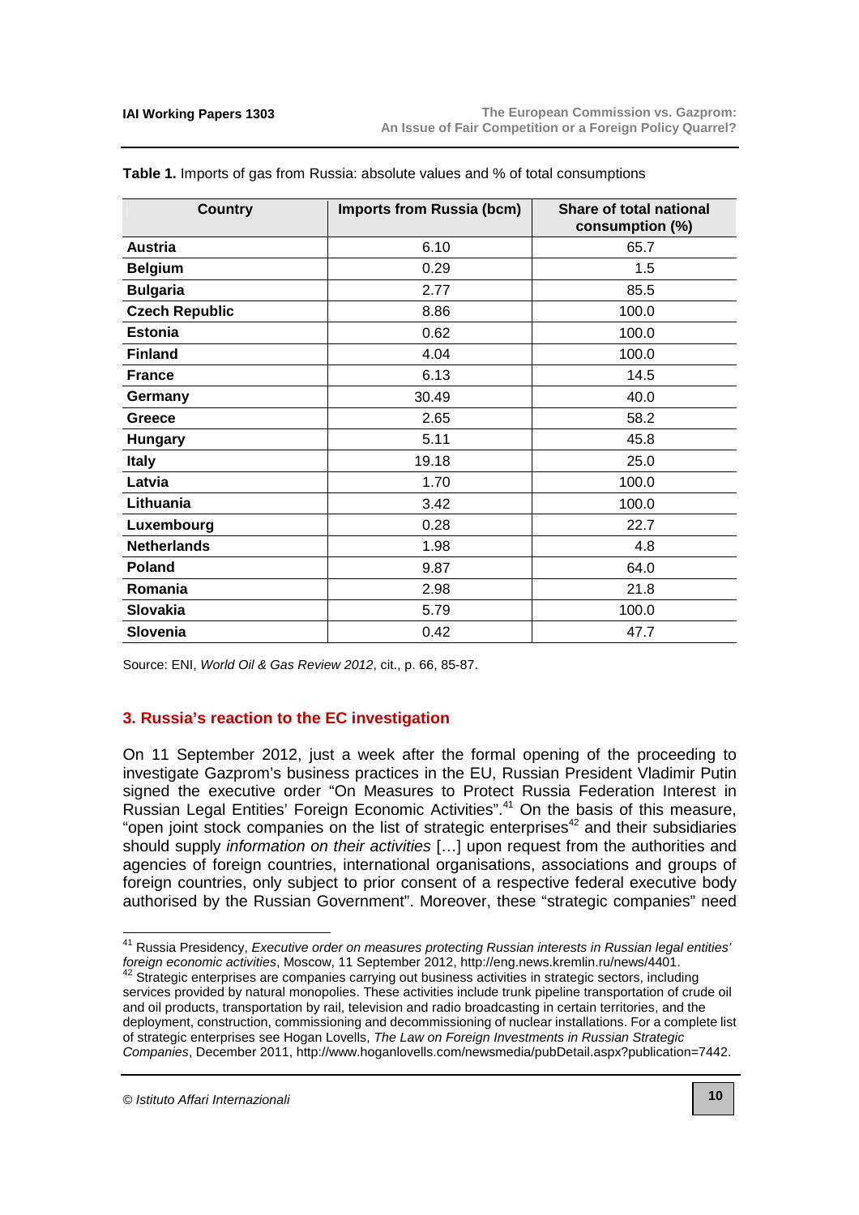**Table 1.** Imports of gas from Russia: absolute values and % of total consumptions

| Country | Imports from Russia (bcm) | Share of total national consumption (%) |
|---|---|---|
| **Austria** | 6.10 | 65.7 |
| **Belgium** | 0.29 | 1.5 |
| **Bulgaria** | 2.77 | 85.5 |
| **Czech Republic** | 8.86 | 100.0 |
| **Estonia** | 0.62 | 100.0 |
| **Finland** | 4.04 | 100.0 |
| **France** | 6.13 | 14.5 |
| **Germany** | 30.49 | 40.0 |
| **Greece** | 2.65 | 58.2 |
| **Hungary** | 5.11 | 45.8 |
| **Italy** | 19.18 | 25.0 |
| **Latvia** | 1.70 | 100.0 |
| **Lithuania** | 3.42 | 100.0 |
| **Luxembourg** | 0.28 | 22.7 |
| **Netherlands** | 1.98 | 4.8 |
| **Poland** | 9.87 | 64.0 |
| **Romania** | 2.98 | 21.8 |
| **Slovakia** | 5.79 | 100.0 |
| **Slovenia** | 0.42 | 47.7 |

Source: ENI, *World Oil & Gas Review 2012*, cit., p. 66, 85-87.

## 3. Russia's reaction to the EC investigation

On 11 September 2012, just a week after the formal opening of the proceeding to investigate Gazprom's business practices in the EU, Russian President Vladimir Putin signed the executive order "On Measures to Protect Russia Federation Interest in Russian Legal Entities' Foreign Economic Activities".[41] On the basis of this measure, "open joint stock companies on the list of strategic enterprises[42] and their subsidiaries should supply *information on their activities* […] upon request from the authorities and agencies of foreign countries, international organisations, associations and groups of foreign countries, only subject to prior consent of a respective federal executive body authorised by the Russian Government". Moreover, these "strategic companies" need

[41] Russia Presidency, *Executive order on measures protecting Russian interests in Russian legal entities' foreign economic activities*, Moscow, 11 September 2012, http://eng.news.kremlin.ru/news/4401.

[42] Strategic enterprises are companies carrying out business activities in strategic sectors, including services provided by natural monopolies. These activities include trunk pipeline transportation of crude oil and oil products, transportation by rail, television and radio broadcasting in certain territories, and the deployment, construction, commissioning and decommissioning of nuclear installations. For a complete list of strategic enterprises see Hogan Lovells, *The Law on Foreign Investments in Russian Strategic Companies*, December 2011, http://www.hoganlovells.com/newsmedia/pubDetail.aspx?publication=7442.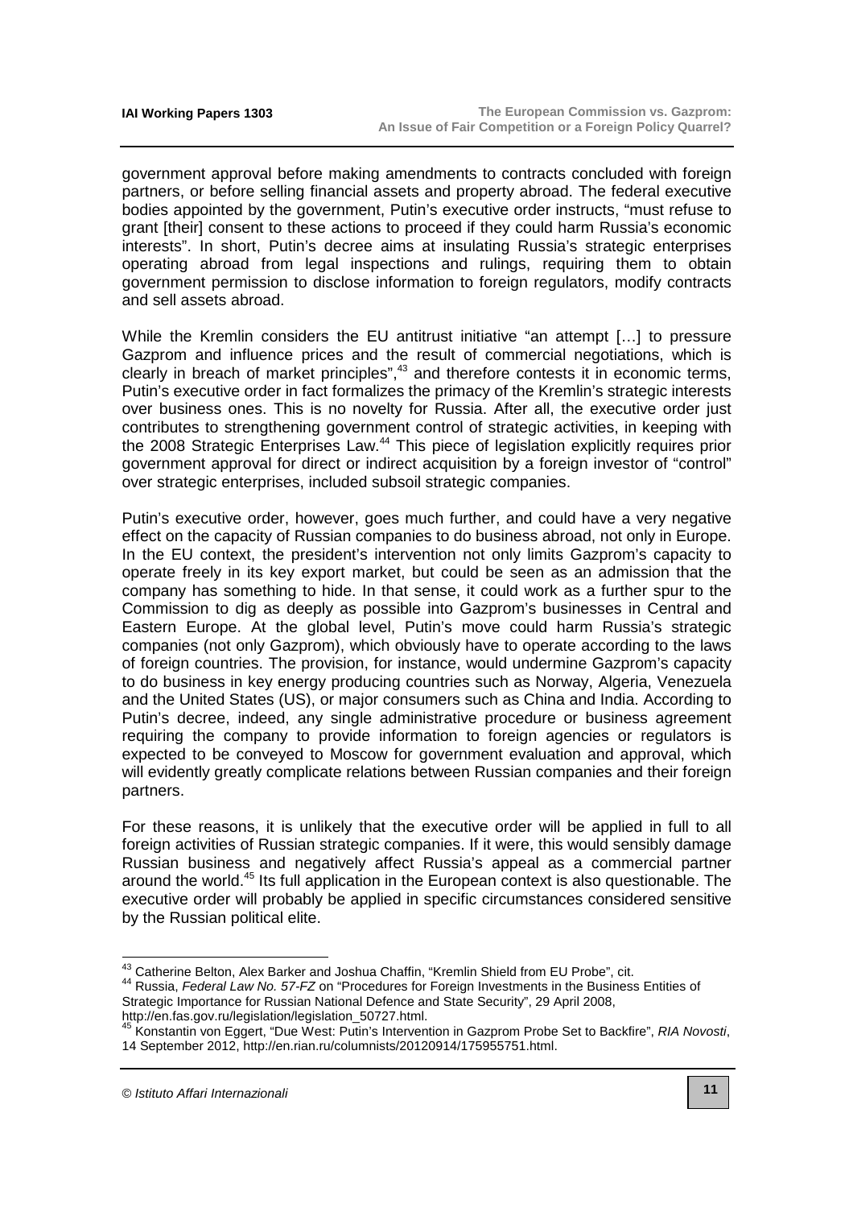government approval before making amendments to contracts concluded with foreign partners, or before selling financial assets and property abroad. The federal executive bodies appointed by the government, Putin's executive order instructs, "must refuse to grant [their] consent to these actions to proceed if they could harm Russia's economic interests". In short, Putin's decree aims at insulating Russia's strategic enterprises operating abroad from legal inspections and rulings, requiring them to obtain government permission to disclose information to foreign regulators, modify contracts and sell assets abroad.

While the Kremlin considers the EU antitrust initiative "an attempt […] to pressure Gazprom and influence prices and the result of commercial negotiations, which is clearly in breach of market principles",[43] and therefore contests it in economic terms, Putin's executive order in fact formalizes the primacy of the Kremlin's strategic interests over business ones. This is no novelty for Russia. After all, the executive order just contributes to strengthening government control of strategic activities, in keeping with the 2008 Strategic Enterprises Law.[44] This piece of legislation explicitly requires prior government approval for direct or indirect acquisition by a foreign investor of "control" over strategic enterprises, included subsoil strategic companies.

Putin's executive order, however, goes much further, and could have a very negative effect on the capacity of Russian companies to do business abroad, not only in Europe. In the EU context, the president's intervention not only limits Gazprom's capacity to operate freely in its key export market, but could be seen as an admission that the company has something to hide. In that sense, it could work as a further spur to the Commission to dig as deeply as possible into Gazprom's businesses in Central and Eastern Europe. At the global level, Putin's move could harm Russia's strategic companies (not only Gazprom), which obviously have to operate according to the laws of foreign countries. The provision, for instance, would undermine Gazprom's capacity to do business in key energy producing countries such as Norway, Algeria, Venezuela and the United States (US), or major consumers such as China and India. According to Putin's decree, indeed, any single administrative procedure or business agreement requiring the company to provide information to foreign agencies or regulators is expected to be conveyed to Moscow for government evaluation and approval, which will evidently greatly complicate relations between Russian companies and their foreign partners.

For these reasons, it is unlikely that the executive order will be applied in full to all foreign activities of Russian strategic companies. If it were, this would sensibly damage Russian business and negatively affect Russia's appeal as a commercial partner around the world.[45] Its full application in the European context is also questionable. The executive order will probably be applied in specific circumstances considered sensitive by the Russian political elite.

---

[43] Catherine Belton, Alex Barker and Joshua Chaffin, "Kremlin Shield from EU Probe", cit.

[44] Russia, *Federal Law No. 57-FZ* on "Procedures for Foreign Investments in the Business Entities of Strategic Importance for Russian National Defence and State Security", 29 April 2008, http://en.fas.gov.ru/legislation/legislation_50727.html.

[45] Konstantin von Eggert, "Due West: Putin's Intervention in Gazprom Probe Set to Backfire", *RIA Novosti*, 14 September 2012, http://en.rian.ru/columnists/20120914/175955751.html.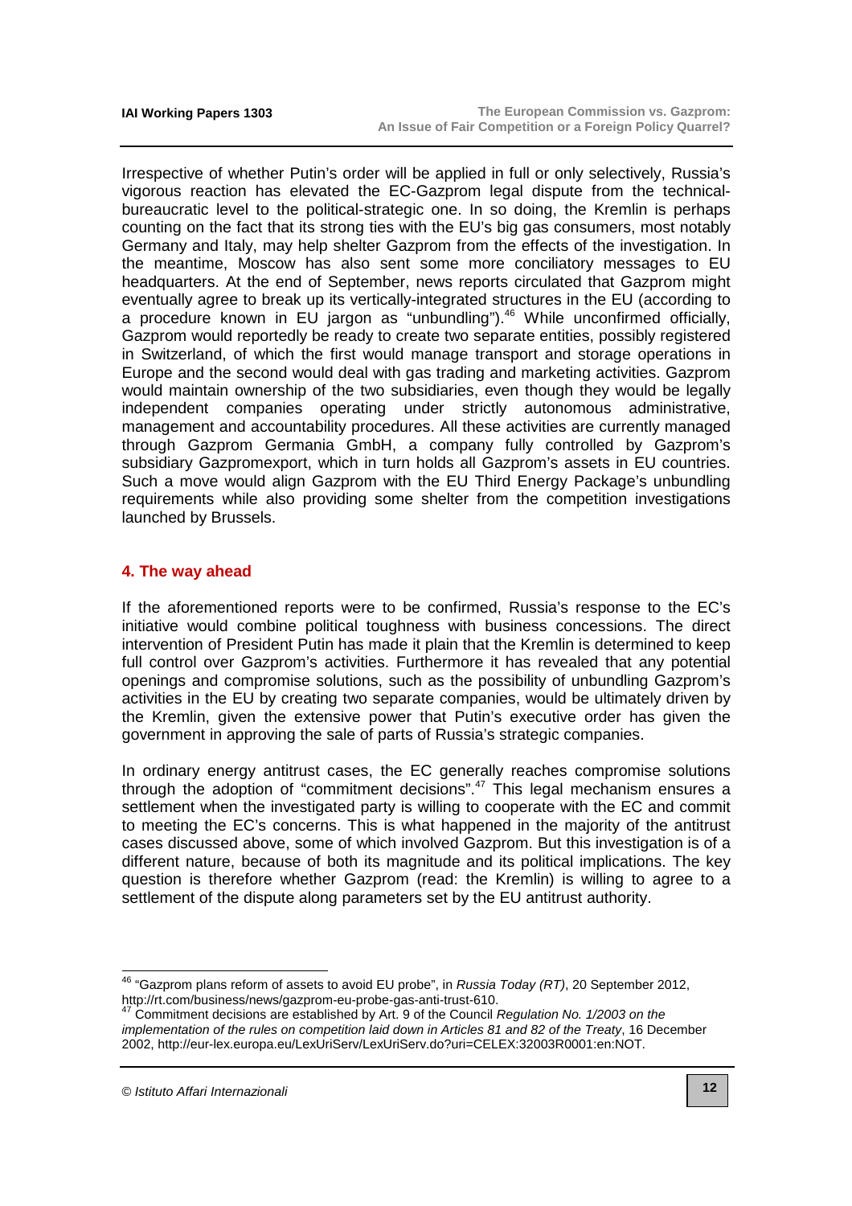Irrespective of whether Putin's order will be applied in full or only selectively, Russia's vigorous reaction has elevated the EC-Gazprom legal dispute from the technical-bureaucratic level to the political-strategic one. In so doing, the Kremlin is perhaps counting on the fact that its strong ties with the EU's big gas consumers, most notably Germany and Italy, may help shelter Gazprom from the effects of the investigation. In the meantime, Moscow has also sent some more conciliatory messages to EU headquarters. At the end of September, news reports circulated that Gazprom might eventually agree to break up its vertically-integrated structures in the EU (according to a procedure known in EU jargon as "unbundling").[46] While unconfirmed officially, Gazprom would reportedly be ready to create two separate entities, possibly registered in Switzerland, of which the first would manage transport and storage operations in Europe and the second would deal with gas trading and marketing activities. Gazprom would maintain ownership of the two subsidiaries, even though they would be legally independent companies operating under strictly autonomous administrative, management and accountability procedures. All these activities are currently managed through Gazprom Germania GmbH, a company fully controlled by Gazprom's subsidiary Gazpromexport, which in turn holds all Gazprom's assets in EU countries. Such a move would align Gazprom with the EU Third Energy Package's unbundling requirements while also providing some shelter from the competition investigations launched by Brussels.

## 4. The way ahead

If the aforementioned reports were to be confirmed, Russia's response to the EC's initiative would combine political toughness with business concessions. The direct intervention of President Putin has made it plain that the Kremlin is determined to keep full control over Gazprom's activities. Furthermore it has revealed that any potential openings and compromise solutions, such as the possibility of unbundling Gazprom's activities in the EU by creating two separate companies, would be ultimately driven by the Kremlin, given the extensive power that Putin's executive order has given the government in approving the sale of parts of Russia's strategic companies.

In ordinary energy antitrust cases, the EC generally reaches compromise solutions through the adoption of "commitment decisions".[47] This legal mechanism ensures a settlement when the investigated party is willing to cooperate with the EC and commit to meeting the EC's concerns. This is what happened in the majority of the antitrust cases discussed above, some of which involved Gazprom. But this investigation is of a different nature, because of both its magnitude and its political implications. The key question is therefore whether Gazprom (read: the Kremlin) is willing to agree to a settlement of the dispute along parameters set by the EU antitrust authority.

---

[46] "Gazprom plans reform of assets to avoid EU probe", in *Russia Today (RT)*, 20 September 2012, http://rt.com/business/news/gazprom-eu-probe-gas-anti-trust-610.

[47] Commitment decisions are established by Art. 9 of the Council *Regulation No. 1/2003 on the implementation of the rules on competition laid down in Articles 81 and 82 of the Treaty*, 16 December 2002, http://eur-lex.europa.eu/LexUriServ/LexUriServ.do?uri=CELEX:32003R0001:en:NOT.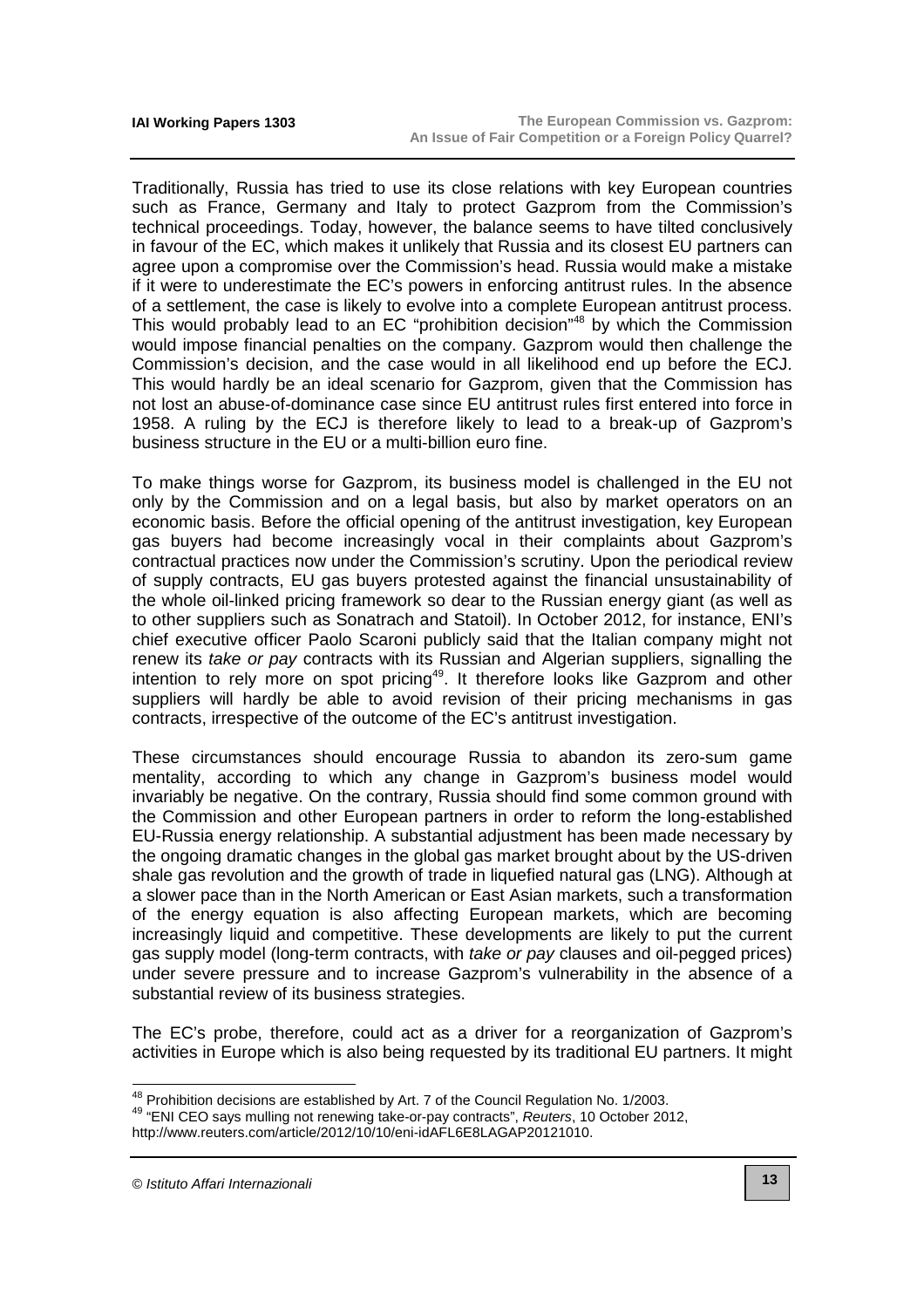Traditionally, Russia has tried to use its close relations with key European countries such as France, Germany and Italy to protect Gazprom from the Commission's technical proceedings. Today, however, the balance seems to have tilted conclusively in favour of the EC, which makes it unlikely that Russia and its closest EU partners can agree upon a compromise over the Commission's head. Russia would make a mistake if it were to underestimate the EC's powers in enforcing antitrust rules. In the absence of a settlement, the case is likely to evolve into a complete European antitrust process. This would probably lead to an EC "prohibition decision"[48] by which the Commission would impose financial penalties on the company. Gazprom would then challenge the Commission's decision, and the case would in all likelihood end up before the ECJ. This would hardly be an ideal scenario for Gazprom, given that the Commission has not lost an abuse-of-dominance case since EU antitrust rules first entered into force in 1958. A ruling by the ECJ is therefore likely to lead to a break-up of Gazprom's business structure in the EU or a multi-billion euro fine.

To make things worse for Gazprom, its business model is challenged in the EU not only by the Commission and on a legal basis, but also by market operators on an economic basis. Before the official opening of the antitrust investigation, key European gas buyers had become increasingly vocal in their complaints about Gazprom's contractual practices now under the Commission's scrutiny. Upon the periodical review of supply contracts, EU gas buyers protested against the financial unsustainability of the whole oil-linked pricing framework so dear to the Russian energy giant (as well as to other suppliers such as Sonatrach and Statoil). In October 2012, for instance, ENI's chief executive officer Paolo Scaroni publicly said that the Italian company might not renew its *take or pay* contracts with its Russian and Algerian suppliers, signalling the intention to rely more on spot pricing[49]. It therefore looks like Gazprom and other suppliers will hardly be able to avoid revision of their pricing mechanisms in gas contracts, irrespective of the outcome of the EC's antitrust investigation.

These circumstances should encourage Russia to abandon its zero-sum game mentality, according to which any change in Gazprom's business model would invariably be negative. On the contrary, Russia should find some common ground with the Commission and other European partners in order to reform the long-established EU-Russia energy relationship. A substantial adjustment has been made necessary by the ongoing dramatic changes in the global gas market brought about by the US-driven shale gas revolution and the growth of trade in liquefied natural gas (LNG). Although at a slower pace than in the North American or East Asian markets, such a transformation of the energy equation is also affecting European markets, which are becoming increasingly liquid and competitive. These developments are likely to put the current gas supply model (long-term contracts, with *take or pay* clauses and oil-pegged prices) under severe pressure and to increase Gazprom's vulnerability in the absence of a substantial review of its business strategies.

The EC's probe, therefore, could act as a driver for a reorganization of Gazprom's activities in Europe which is also being requested by its traditional EU partners. It might

---

[48] Prohibition decisions are established by Art. 7 of the Council Regulation No. 1/2003.

[49] "ENI CEO says mulling not renewing take-or-pay contracts", *Reuters*, 10 October 2012, http://www.reuters.com/article/2012/10/10/eni-idAFL6E8LAGAP20121010.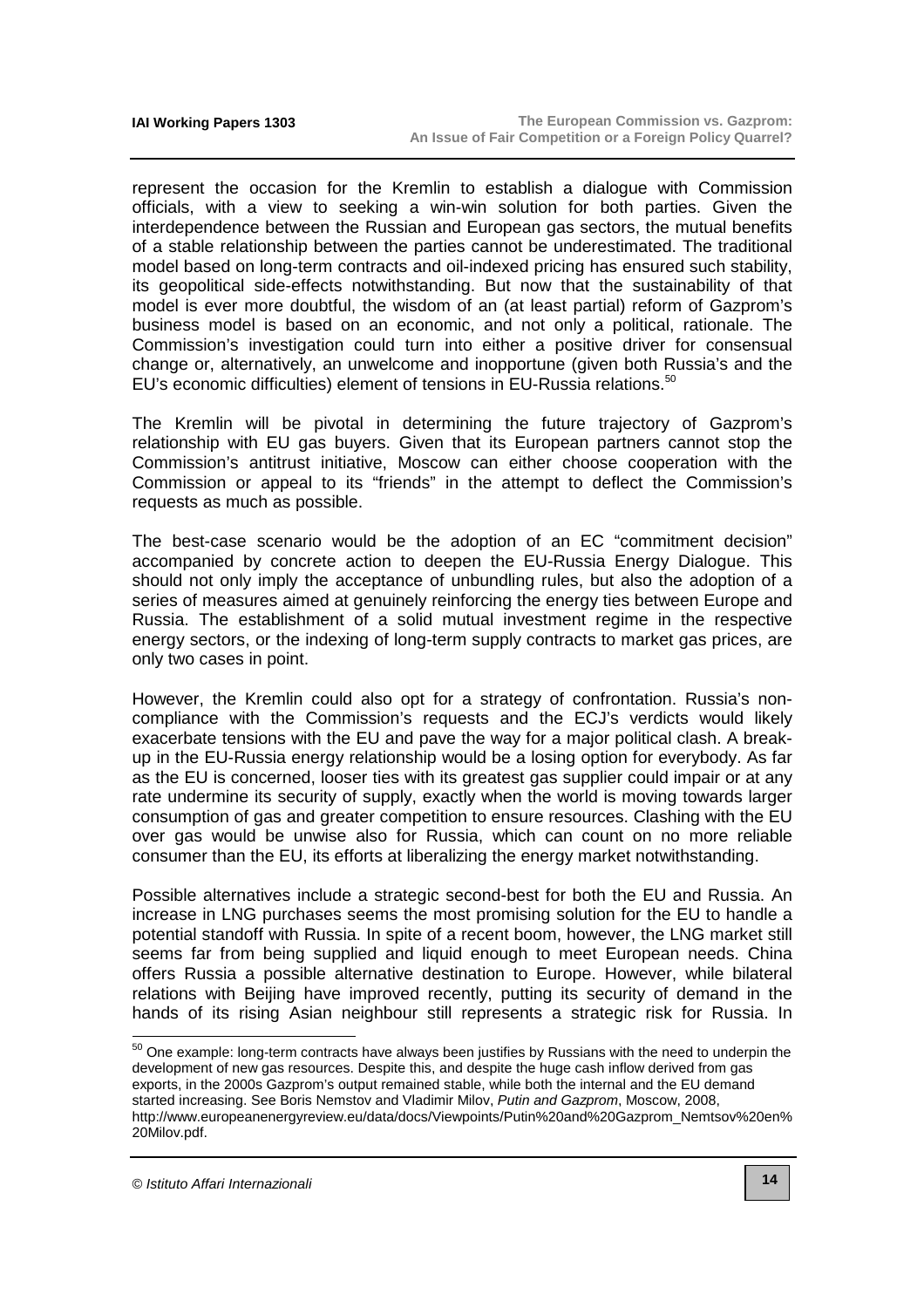represent the occasion for the Kremlin to establish a dialogue with Commission officials, with a view to seeking a win-win solution for both parties. Given the interdependence between the Russian and European gas sectors, the mutual benefits of a stable relationship between the parties cannot be underestimated. The traditional model based on long-term contracts and oil-indexed pricing has ensured such stability, its geopolitical side-effects notwithstanding. But now that the sustainability of that model is ever more doubtful, the wisdom of an (at least partial) reform of Gazprom's business model is based on an economic, and not only a political, rationale. The Commission's investigation could turn into either a positive driver for consensual change or, alternatively, an unwelcome and inopportune (given both Russia's and the EU's economic difficulties) element of tensions in EU-Russia relations.[50]

The Kremlin will be pivotal in determining the future trajectory of Gazprom's relationship with EU gas buyers. Given that its European partners cannot stop the Commission's antitrust initiative, Moscow can either choose cooperation with the Commission or appeal to its "friends" in the attempt to deflect the Commission's requests as much as possible.

The best-case scenario would be the adoption of an EC "commitment decision" accompanied by concrete action to deepen the EU-Russia Energy Dialogue. This should not only imply the acceptance of unbundling rules, but also the adoption of a series of measures aimed at genuinely reinforcing the energy ties between Europe and Russia. The establishment of a solid mutual investment regime in the respective energy sectors, or the indexing of long-term supply contracts to market gas prices, are only two cases in point.

However, the Kremlin could also opt for a strategy of confrontation. Russia's non-compliance with the Commission's requests and the ECJ's verdicts would likely exacerbate tensions with the EU and pave the way for a major political clash. A break-up in the EU-Russia energy relationship would be a losing option for everybody. As far as the EU is concerned, looser ties with its greatest gas supplier could impair or at any rate undermine its security of supply, exactly when the world is moving towards larger consumption of gas and greater competition to ensure resources. Clashing with the EU over gas would be unwise also for Russia, which can count on no more reliable consumer than the EU, its efforts at liberalizing the energy market notwithstanding.

Possible alternatives include a strategic second-best for both the EU and Russia. An increase in LNG purchases seems the most promising solution for the EU to handle a potential standoff with Russia. In spite of a recent boom, however, the LNG market still seems far from being supplied and liquid enough to meet European needs. China offers Russia a possible alternative destination to Europe. However, while bilateral relations with Beijing have improved recently, putting its security of demand in the hands of its rising Asian neighbour still represents a strategic risk for Russia. In

---

[50] One example: long-term contracts have always been justifies by Russians with the need to underpin the development of new gas resources. Despite this, and despite the huge cash inflow derived from gas exports, in the 2000s Gazprom's output remained stable, while both the internal and the EU demand started increasing. See Boris Nemstov and Vladimir Milov, *Putin and Gazprom*, Moscow, 2008, http://www.europeanenergyreview.eu/data/docs/Viewpoints/Putin%20and%20Gazprom_Nemtsov%20en%20Milov.pdf.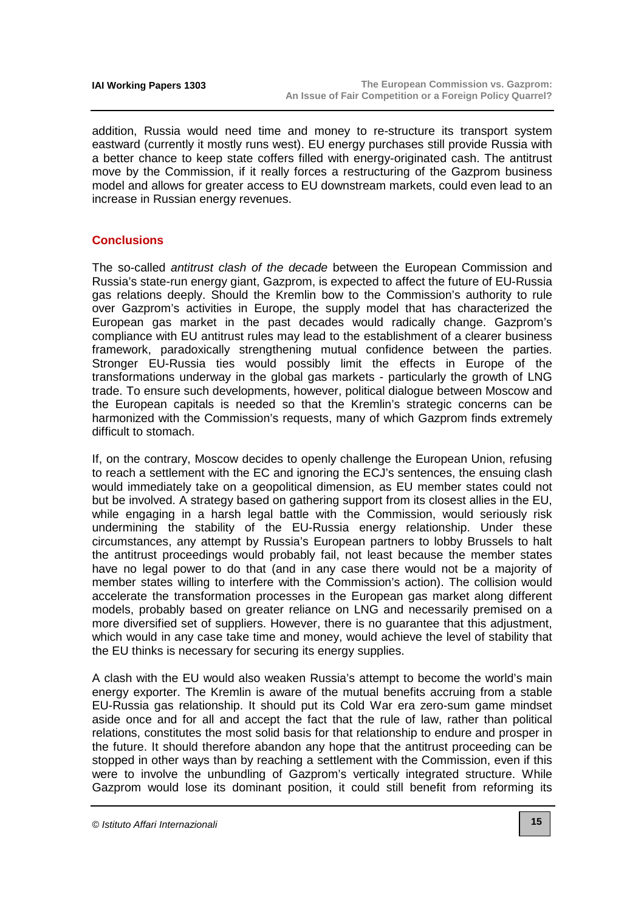addition, Russia would need time and money to re-structure its transport system eastward (currently it mostly runs west). EU energy purchases still provide Russia with a better chance to keep state coffers filled with energy-originated cash. The antitrust move by the Commission, if it really forces a restructuring of the Gazprom business model and allows for greater access to EU downstream markets, could even lead to an increase in Russian energy revenues.

## Conclusions

The so-called *antitrust clash of the decade* between the European Commission and Russia's state-run energy giant, Gazprom, is expected to affect the future of EU-Russia gas relations deeply. Should the Kremlin bow to the Commission's authority to rule over Gazprom's activities in Europe, the supply model that has characterized the European gas market in the past decades would radically change. Gazprom's compliance with EU antitrust rules may lead to the establishment of a clearer business framework, paradoxically strengthening mutual confidence between the parties. Stronger EU-Russia ties would possibly limit the effects in Europe of the transformations underway in the global gas markets - particularly the growth of LNG trade. To ensure such developments, however, political dialogue between Moscow and the European capitals is needed so that the Kremlin's strategic concerns can be harmonized with the Commission's requests, many of which Gazprom finds extremely difficult to stomach.

If, on the contrary, Moscow decides to openly challenge the European Union, refusing to reach a settlement with the EC and ignoring the ECJ's sentences, the ensuing clash would immediately take on a geopolitical dimension, as EU member states could not but be involved. A strategy based on gathering support from its closest allies in the EU, while engaging in a harsh legal battle with the Commission, would seriously risk undermining the stability of the EU-Russia energy relationship. Under these circumstances, any attempt by Russia's European partners to lobby Brussels to halt the antitrust proceedings would probably fail, not least because the member states have no legal power to do that (and in any case there would not be a majority of member states willing to interfere with the Commission's action). The collision would accelerate the transformation processes in the European gas market along different models, probably based on greater reliance on LNG and necessarily premised on a more diversified set of suppliers. However, there is no guarantee that this adjustment, which would in any case take time and money, would achieve the level of stability that the EU thinks is necessary for securing its energy supplies.

A clash with the EU would also weaken Russia's attempt to become the world's main energy exporter. The Kremlin is aware of the mutual benefits accruing from a stable EU-Russia gas relationship. It should put its Cold War era zero-sum game mindset aside once and for all and accept the fact that the rule of law, rather than political relations, constitutes the most solid basis for that relationship to endure and prosper in the future. It should therefore abandon any hope that the antitrust proceeding can be stopped in other ways than by reaching a settlement with the Commission, even if this were to involve the unbundling of Gazprom's vertically integrated structure. While Gazprom would lose its dominant position, it could still benefit from reforming its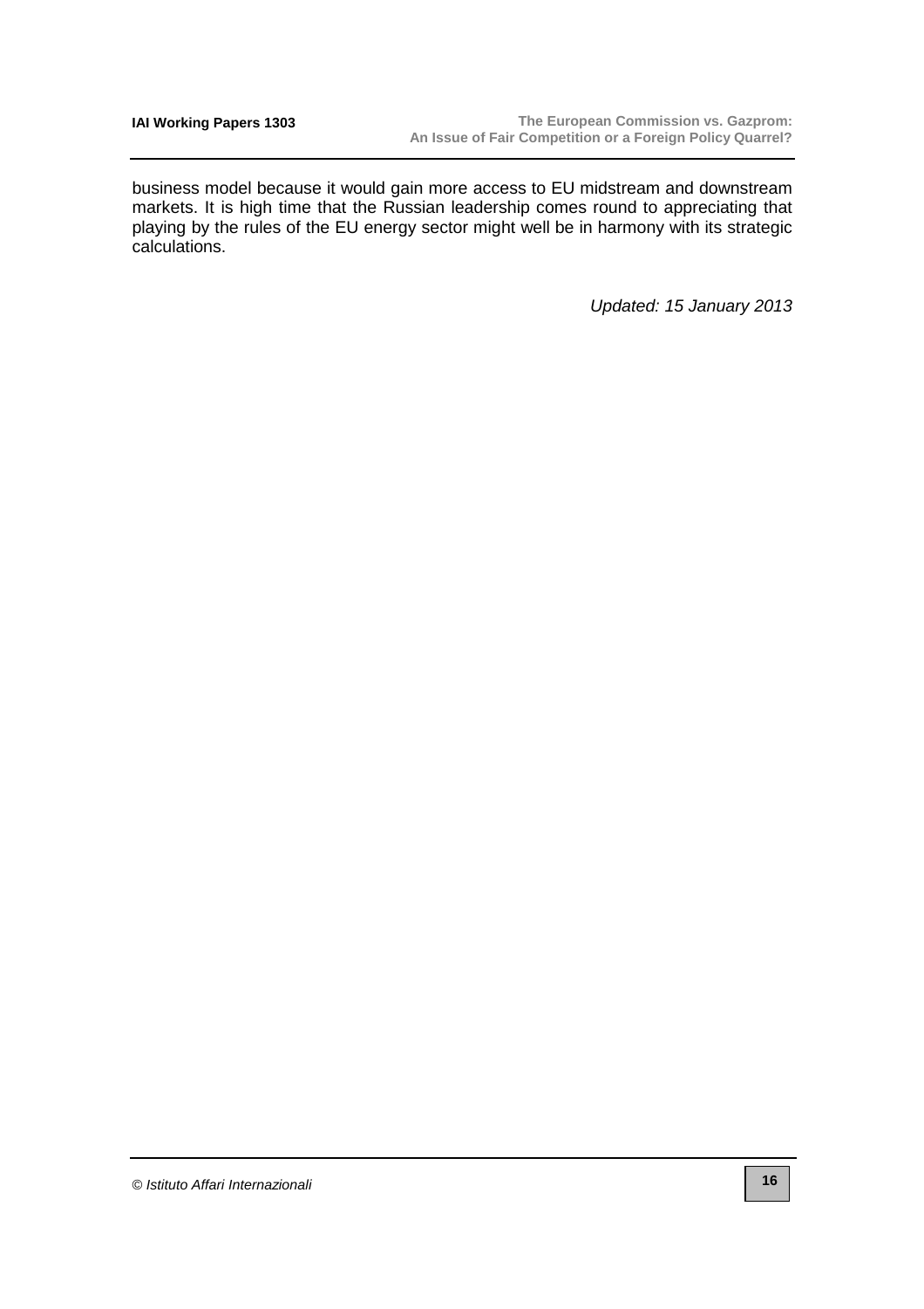business model because it would gain more access to EU midstream and downstream markets. It is high time that the Russian leadership comes round to appreciating that playing by the rules of the EU energy sector might well be in harmony with its strategic calculations.

*Updated: 15 January 2013*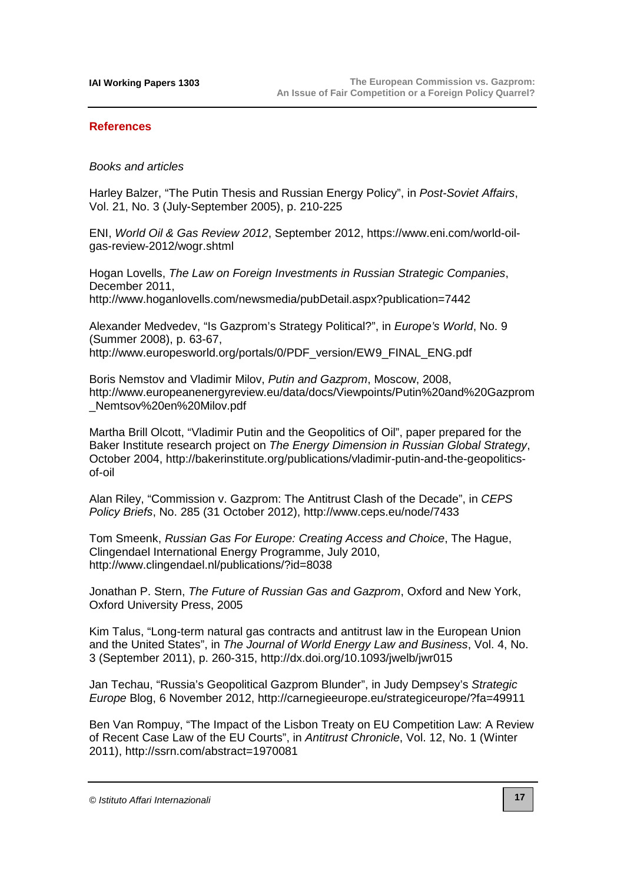## References

*Books and articles*

Harley Balzer, “The Putin Thesis and Russian Energy Policy”, in *Post-Soviet Affairs*, Vol. 21, No. 3 (July-September 2005), p. 210-225

ENI, *World Oil & Gas Review 2012*, September 2012, https://www.eni.com/world-oil-gas-review-2012/wogr.shtml

Hogan Lovells, *The Law on Foreign Investments in Russian Strategic Companies*, December 2011, http://www.hoganlovells.com/newsmedia/pubDetail.aspx?publication=7442

Alexander Medvedev, “Is Gazprom’s Strategy Political?”, in *Europe’s World*, No. 9 (Summer 2008), p. 63-67, http://www.europesworld.org/portals/0/PDF_version/EW9_FINAL_ENG.pdf

Boris Nemstov and Vladimir Milov, *Putin and Gazprom*, Moscow, 2008, http://www.europeanenergyreview.eu/data/docs/Viewpoints/Putin%20and%20Gazprom_Nemtsov%20en%20Milov.pdf

Martha Brill Olcott, “Vladimir Putin and the Geopolitics of Oil”, paper prepared for the Baker Institute research project on *The Energy Dimension in Russian Global Strategy*, October 2004, http://bakerinstitute.org/publications/vladimir-putin-and-the-geopolitics-of-oil

Alan Riley, “Commission v. Gazprom: The Antitrust Clash of the Decade”, in *CEPS Policy Briefs*, No. 285 (31 October 2012), http://www.ceps.eu/node/7433

Tom Smeenk, *Russian Gas For Europe: Creating Access and Choice*, The Hague, Clingendael International Energy Programme, July 2010, http://www.clingendael.nl/publications/?id=8038

Jonathan P. Stern, *The Future of Russian Gas and Gazprom*, Oxford and New York, Oxford University Press, 2005

Kim Talus, “Long-term natural gas contracts and antitrust law in the European Union and the United States”, in *The Journal of World Energy Law and Business*, Vol. 4, No. 3 (September 2011), p. 260-315, http://dx.doi.org/10.1093/jwelb/jwr015

Jan Techau, “Russia’s Geopolitical Gazprom Blunder”, in Judy Dempsey’s *Strategic Europe* Blog, 6 November 2012, http://carnegieeurope.eu/strategiceurope/?fa=49911

Ben Van Rompuy, “The Impact of the Lisbon Treaty on EU Competition Law: A Review of Recent Case Law of the EU Courts”, in *Antitrust Chronicle*, Vol. 12, No. 1 (Winter 2011), http://ssrn.com/abstract=1970081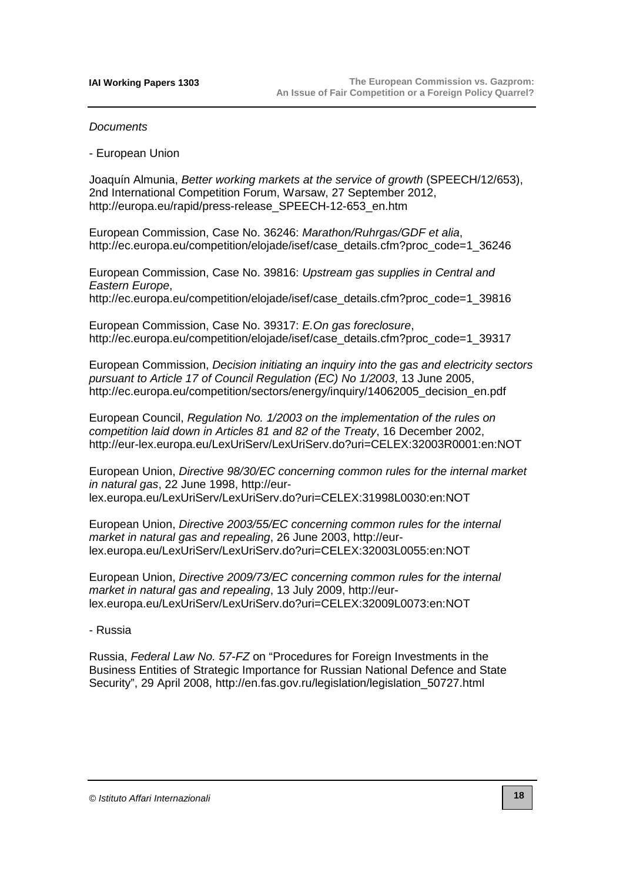*Documents*

- European Union

Joaquín Almunia, *Better working markets at the service of growth* (SPEECH/12/653), 2nd International Competition Forum, Warsaw, 27 September 2012, http://europa.eu/rapid/press-release_SPEECH-12-653_en.htm

European Commission, Case No. 36246: *Marathon/Ruhrgas/GDF et alia*, http://ec.europa.eu/competition/elojade/isef/case_details.cfm?proc_code=1_36246

European Commission, Case No. 39816: *Upstream gas supplies in Central and Eastern Europe*, http://ec.europa.eu/competition/elojade/isef/case_details.cfm?proc_code=1_39816

European Commission, Case No. 39317: *E.On gas foreclosure*, http://ec.europa.eu/competition/elojade/isef/case_details.cfm?proc_code=1_39317

European Commission, *Decision initiating an inquiry into the gas and electricity sectors pursuant to Article 17 of Council Regulation (EC) No 1/2003*, 13 June 2005, http://ec.europa.eu/competition/sectors/energy/inquiry/14062005_decision_en.pdf

European Council, *Regulation No. 1/2003 on the implementation of the rules on competition laid down in Articles 81 and 82 of the Treaty*, 16 December 2002, http://eur-lex.europa.eu/LexUriServ/LexUriServ.do?uri=CELEX:32003R0001:en:NOT

European Union, *Directive 98/30/EC concerning common rules for the internal market in natural gas*, 22 June 1998, http://eur-lex.europa.eu/LexUriServ/LexUriServ.do?uri=CELEX:31998L0030:en:NOT

European Union, *Directive 2003/55/EC concerning common rules for the internal market in natural gas and repealing*, 26 June 2003, http://eur-lex.europa.eu/LexUriServ/LexUriServ.do?uri=CELEX:32003L0055:en:NOT

European Union, *Directive 2009/73/EC concerning common rules for the internal market in natural gas and repealing*, 13 July 2009, http://eur-lex.europa.eu/LexUriServ/LexUriServ.do?uri=CELEX:32009L0073:en:NOT

- Russia

Russia, *Federal Law No. 57-FZ* on "Procedures for Foreign Investments in the Business Entities of Strategic Importance for Russian National Defence and State Security", 29 April 2008, http://en.fas.gov.ru/legislation/legislation_50727.html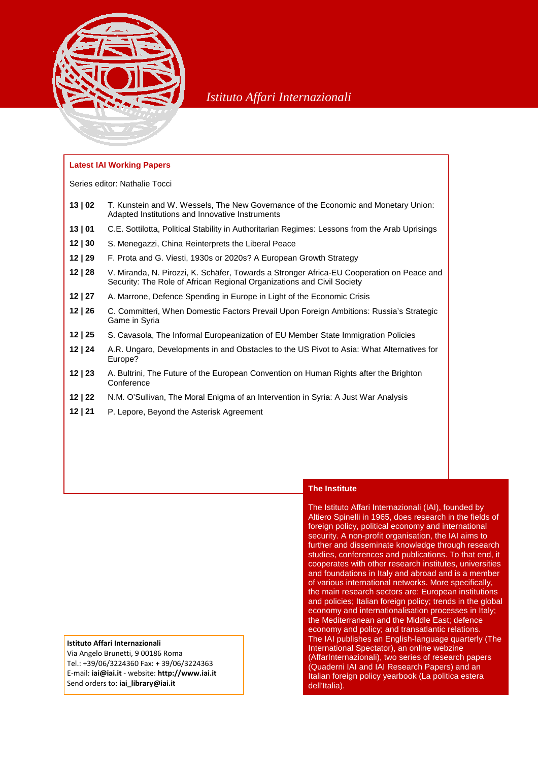*Istituto Affari Internazionali*

**Latest IAI Working Papers**

Series editor: Nathalie Tocci

**13 | 02** T. Kunstein and W. Wessels, The New Governance of the Economic and Monetary Union: Adapted Institutions and Innovative Instruments

**13 | 01** C.E. Sottilotta, Political Stability in Authoritarian Regimes: Lessons from the Arab Uprisings

**12 | 30** S. Menegazzi, China Reinterprets the Liberal Peace

**12 | 29** F. Prota and G. Viesti, 1930s or 2020s? A European Growth Strategy

**12 | 28** V. Miranda, N. Pirozzi, K. Schäfer, Towards a Stronger Africa-EU Cooperation on Peace and Security: The Role of African Regional Organizations and Civil Society

**12 | 27** A. Marrone, Defence Spending in Europe in Light of the Economic Crisis

**12 | 26** C. Committeri, When Domestic Factors Prevail Upon Foreign Ambitions: Russia's Strategic Game in Syria

**12 | 25** S. Cavasola, The Informal Europeanization of EU Member State Immigration Policies

**12 | 24** A.R. Ungaro, Developments in and Obstacles to the US Pivot to Asia: What Alternatives for Europe?

**12 | 23** A. Bultrini, The Future of the European Convention on Human Rights after the Brighton Conference

**12 | 22** N.M. O'Sullivan, The Moral Enigma of an Intervention in Syria: A Just War Analysis

**12 | 21** P. Lepore, Beyond the Asterisk Agreement

**The Institute**

The Istituto Affari Internazionali (IAI), founded by Altiero Spinelli in 1965, does research in the fields of foreign policy, political economy and international security. A non-profit organisation, the IAI aims to further and disseminate knowledge through research studies, conferences and publications. To that end, it cooperates with other research institutes, universities and foundations in Italy and abroad and is a member of various international networks. More specifically, the main research sectors are: European institutions and policies; Italian foreign policy; trends in the global economy and internationalisation processes in Italy; the Mediterranean and the Middle East; defence economy and policy; and transatlantic relations. The IAI publishes an English-language quarterly (The International Spectator), an online webzine (AffarInternazionali), two series of research papers (Quaderni IAI and IAI Research Papers) and an Italian foreign policy yearbook (La politica estera dell'Italia).

**Istituto Affari Internazionali**
Via Angelo Brunetti, 9 00186 Roma
Tel.: +39/06/3224360 Fax: + 39/06/3224363
E-mail: **iai@iai.it** - website: **http://www.iai.it**
Send orders to: **iai_library@iai.it**